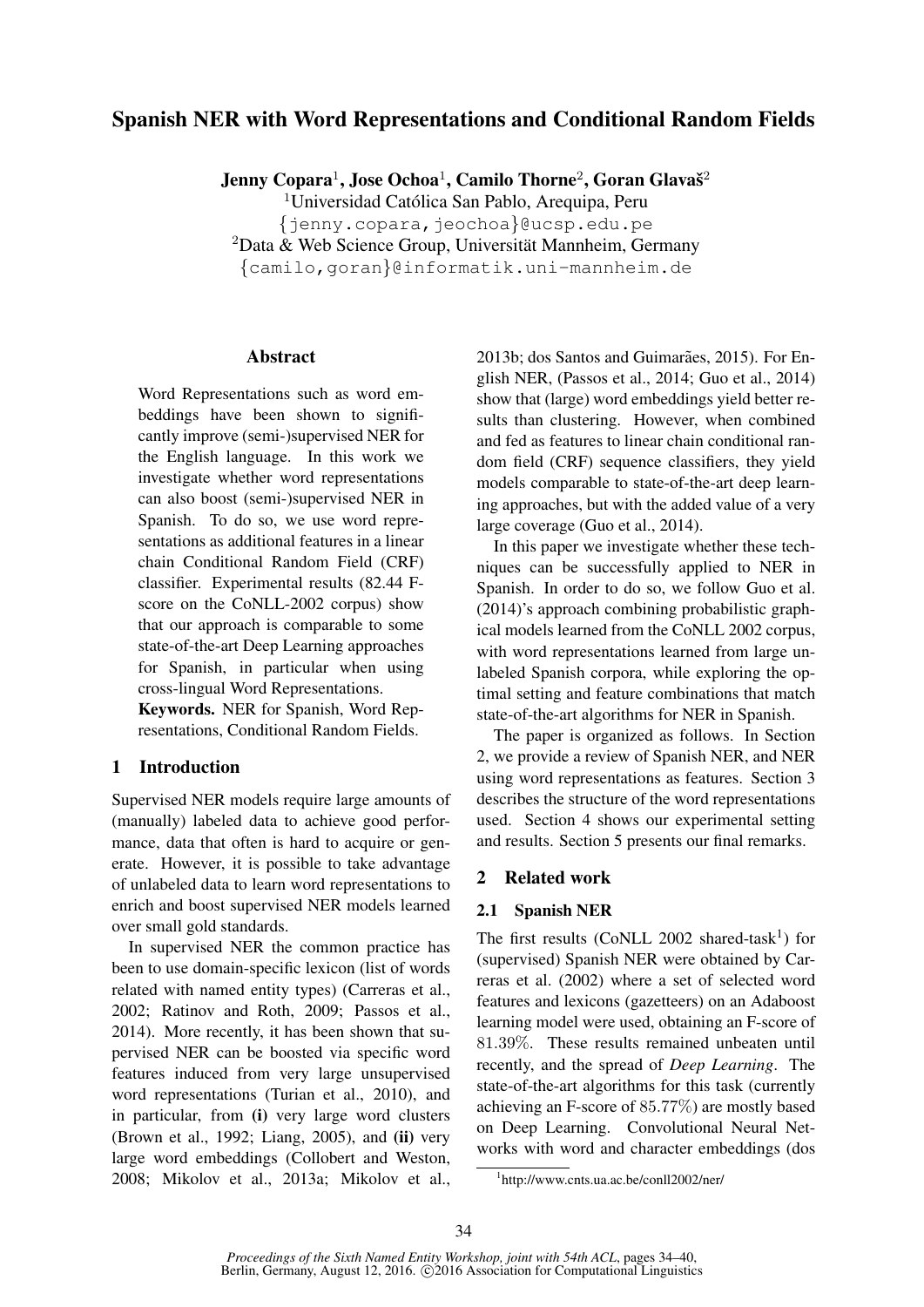# Spanish NER with Word Representations and Conditional Random Fields

**Jenny Copara**[1], **Jose Ochoa**[1], **Camilo Thorne**[2], **Goran Glavaš**[2]

[1]Universidad Católica San Pablo, Arequipa, Peru

{jenny.copara,jeochoa}@ucsp.edu.pe

[2]Data & Web Science Group, Universität Mannheim, Germany

{camilo,goran}@informatik.uni-mannheim.de

## Abstract

Word Representations such as word embeddings have been shown to significantly improve (semi-)supervised NER for the English language. In this work we investigate whether word representations can also boost (semi-)supervised NER in Spanish. To do so, we use word representations as additional features in a linear chain Conditional Random Field (CRF) classifier. Experimental results (82.44 F-score on the CoNLL-2002 corpus) show that our approach is comparable to some state-of-the-art Deep Learning approaches for Spanish, in particular when using cross-lingual Word Representations.

**Keywords.** NER for Spanish, Word Representations, Conditional Random Fields.

## 1 Introduction

Supervised NER models require large amounts of (manually) labeled data to achieve good performance, data that often is hard to acquire or generate. However, it is possible to take advantage of unlabeled data to learn word representations to enrich and boost supervised NER models learned over small gold standards.

In supervised NER the common practice has been to use domain-specific lexicon (list of words related with named entity types) (Carreras et al., 2002; Ratinov and Roth, 2009; Passos et al., 2014). More recently, it has been shown that supervised NER can be boosted via specific word features induced from very large unsupervised word representations (Turian et al., 2010), and in particular, from **(i)** very large word clusters (Brown et al., 1992; Liang, 2005), and **(ii)** very large word embeddings (Collobert and Weston, 2008; Mikolov et al., 2013a; Mikolov et al., 2013b; dos Santos and Guimarães, 2015). For English NER, (Passos et al., 2014; Guo et al., 2014) show that (large) word embeddings yield better results than clustering. However, when combined and fed as features to linear chain conditional random field (CRF) sequence classifiers, they yield models comparable to state-of-the-art deep learning approaches, but with the added value of a very large coverage (Guo et al., 2014).

In this paper we investigate whether these techniques can be successfully applied to NER in Spanish. In order to do so, we follow Guo et al. (2014)'s approach combining probabilistic graphical models learned from the CoNLL 2002 corpus, with word representations learned from large unlabeled Spanish corpora, while exploring the optimal setting and feature combinations that match state-of-the-art algorithms for NER in Spanish.

The paper is organized as follows. In Section 2, we provide a review of Spanish NER, and NER using word representations as features. Section 3 describes the structure of the word representations used. Section 4 shows our experimental setting and results. Section 5 presents our final remarks.

## 2 Related work

### 2.1 Spanish NER

The first results (CoNLL 2002 shared-task[1]) for (supervised) Spanish NER were obtained by Carreras et al. (2002) where a set of selected word features and lexicons (gazetteers) on an Adaboost learning model were used, obtaining an F-score of 81.39%. These results remained unbeaten until recently, and the spread of *Deep Learning*. The state-of-the-art algorithms for this task (currently achieving an F-score of 85.77%) are mostly based on Deep Learning. Convolutional Neural Networks with word and character embeddings (dos

[1]http://www.cnts.ua.ac.be/conll2002/ner/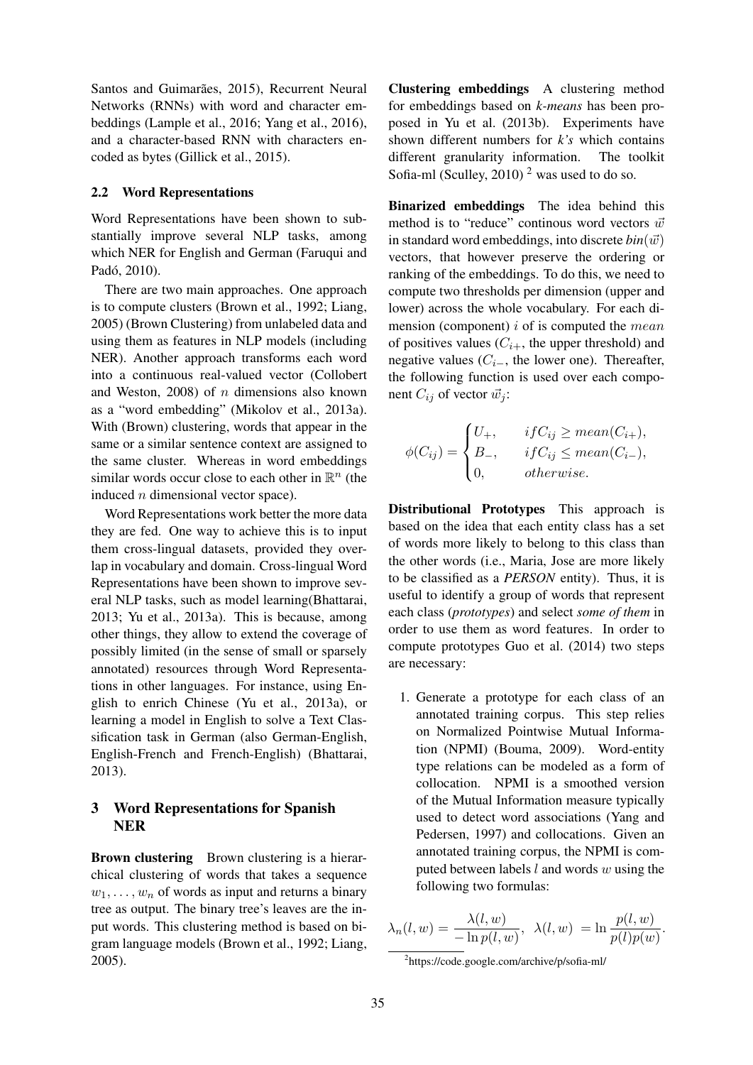Santos and Guimarães, 2015), Recurrent Neural Networks (RNNs) with word and character embeddings (Lample et al., 2016; Yang et al., 2016), and a character-based RNN with characters encoded as bytes (Gillick et al., 2015).

### 2.2 Word Representations

Word Representations have been shown to substantially improve several NLP tasks, among which NER for English and German (Faruqui and Padó, 2010).

There are two main approaches. One approach is to compute clusters (Brown et al., 1992; Liang, 2005) (Brown Clustering) from unlabeled data and using them as features in NLP models (including NER). Another approach transforms each word into a continuous real-valued vector (Collobert and Weston, 2008) of $n$ dimensions also known as a "word embedding" (Mikolov et al., 2013a). With (Brown) clustering, words that appear in the same or a similar sentence context are assigned to the same cluster. Whereas in word embeddings similar words occur close to each other in $\mathbb{R}^n$ (the induced $n$ dimensional vector space).

Word Representations work better the more data they are fed. One way to achieve this is to input them cross-lingual datasets, provided they overlap in vocabulary and domain. Cross-lingual Word Representations have been shown to improve several NLP tasks, such as model learning(Bhattarai, 2013; Yu et al., 2013a). This is because, among other things, they allow to extend the coverage of possibly limited (in the sense of small or sparsely annotated) resources through Word Representations in other languages. For instance, using English to enrich Chinese (Yu et al., 2013a), or learning a model in English to solve a Text Classification task in German (also German-English, English-French and French-English) (Bhattarai, 2013).

## 3 Word Representations for Spanish NER

**Brown clustering** Brown clustering is a hierarchical clustering of words that takes a sequence $w_1, \ldots, w_n$ of words as input and returns a binary tree as output. The binary tree's leaves are the input words. This clustering method is based on bigram language models (Brown et al., 1992; Liang, 2005).

**Clustering embeddings** A clustering method for embeddings based on *k-means* has been proposed in Yu et al. (2013b). Experiments have shown different numbers for *k's* which contains different granularity information. The toolkit Sofia-ml (Sculley, 2010) [2] was used to do so.

**Binarized embeddings** The idea behind this method is to "reduce" continous word vectors $\vec{w}$ in standard word embeddings, into discrete $bin(\vec{w})$ vectors, that however preserve the ordering or ranking of the embeddings. To do this, we need to compute two thresholds per dimension (upper and lower) across the whole vocabulary. For each dimension (component) $i$ of is computed the $mean$ of positives values ($C_{i+}$, the upper threshold) and negative values ($C_{i-}$, the lower one). Thereafter, the following function is used over each component $C_{ij}$ of vector $\vec{w}_j$:

$$\phi(C_{ij}) = \begin{cases} U_+, & if C_{ij} \geq mean(C_{i+}), \\ B_-, & if C_{ij} \leq mean(C_{i-}), \\ 0, & otherwise. \end{cases}$$

**Distributional Prototypes** This approach is based on the idea that each entity class has a set of words more likely to belong to this class than the other words (i.e., Maria, Jose are more likely to be classified as a *PERSON* entity). Thus, it is useful to identify a group of words that represent each class (*prototypes*) and select *some of them* in order to use them as word features. In order to compute prototypes Guo et al. (2014) two steps are necessary:

1. Generate a prototype for each class of an annotated training corpus. This step relies on Normalized Pointwise Mutual Information (NPMI) (Bouma, 2009). Word-entity type relations can be modeled as a form of collocation. NPMI is a smoothed version of the Mutual Information measure typically used to detect word associations (Yang and Pedersen, 1997) and collocations. Given an annotated training corpus, the NPMI is computed between labels $l$ and words $w$ using the following two formulas:

$$\lambda_n(l, w) = \frac{\lambda(l, w)}{-\ln p(l, w)}, \quad \lambda(l, w) = \ln \frac{p(l, w)}{p(l)p(w)}.$$

[2] https://code.google.com/archive/p/sofia-ml/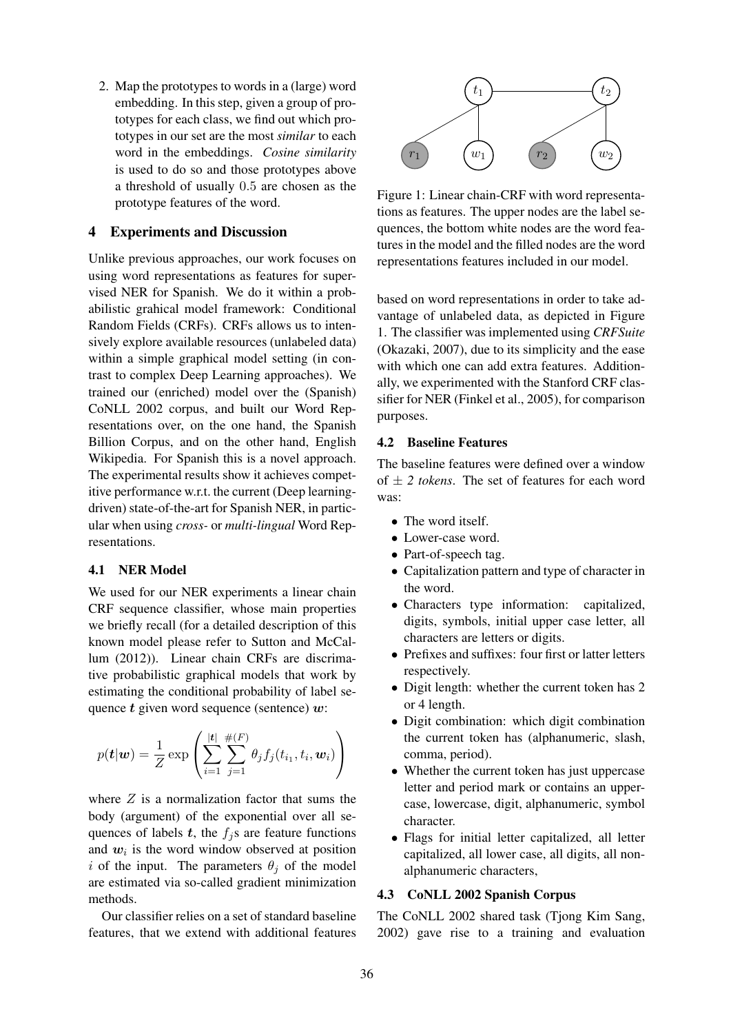2. Map the prototypes to words in a (large) word embedding. In this step, given a group of prototypes for each class, we find out which prototypes in our set are the most *similar* to each word in the embeddings. *Cosine similarity* is used to do so and those prototypes above a threshold of usually 0.5 are chosen as the prototype features of the word.

## 4 Experiments and Discussion

Unlike previous approaches, our work focuses on using word representations as features for supervised NER for Spanish. We do it within a probabilistic grahical model framework: Conditional Random Fields (CRFs). CRFs allows us to intensively explore available resources (unlabeled data) within a simple graphical model setting (in contrast to complex Deep Learning approaches). We trained our (enriched) model over the (Spanish) CoNLL 2002 corpus, and built our Word Representations over, on the one hand, the Spanish Billion Corpus, and on the other hand, English Wikipedia. For Spanish this is a novel approach. The experimental results show it achieves competitive performance w.r.t. the current (Deep learning-driven) state-of-the-art for Spanish NER, in particular when using *cross-* or *multi-lingual* Word Representations.

### 4.1 NER Model

We used for our NER experiments a linear chain CRF sequence classifier, whose main properties we briefly recall (for a detailed description of this known model please refer to Sutton and McCallum (2012)). Linear chain CRFs are discrimative probabilistic graphical models that work by estimating the conditional probability of label sequence $\boldsymbol{t}$ given word sequence (sentence) $\boldsymbol{w}$:

$$p(\boldsymbol{t}|\boldsymbol{w}) = \frac{1}{Z} \exp\left(\sum_{i=1}^{|\boldsymbol{t}|} \sum_{j=1}^{\#(F)} \theta_j f_j(t_{i_1}, t_i, \boldsymbol{w}_i)\right)$$

where $Z$ is a normalization factor that sums the body (argument) of the exponential over all sequences of labels $\boldsymbol{t}$, the $f_j$s are feature functions and $\boldsymbol{w}_i$ is the word window observed at position $i$ of the input. The parameters $\theta_j$ of the model are estimated via so-called gradient minimization methods.

Our classifier relies on a set of standard baseline features, that we extend with additional features based on word representations in order to take advantage of unlabeled data, as depicted in Figure 1. The classifier was implemented using *CRFSuite* (Okazaki, 2007), due to its simplicity and the ease with which one can add extra features. Additionally, we experimented with the Stanford CRF classifier for NER (Finkel et al., 2005), for comparison purposes.

Figure 1: Linear chain-CRF with word representations as features. The upper nodes are the label sequences, the bottom white nodes are the word features in the model and the filled nodes are the word representations features included in our model.

### 4.2 Baseline Features

The baseline features were defined over a window of $\pm$ *2 tokens*. The set of features for each word was:

- The word itself.
- Lower-case word.
- Part-of-speech tag.
- Capitalization pattern and type of character in the word.
- Characters type information: capitalized, digits, symbols, initial upper case letter, all characters are letters or digits.
- Prefixes and suffixes: four first or latter letters respectively.
- Digit length: whether the current token has 2 or 4 length.
- Digit combination: which digit combination the current token has (alphanumeric, slash, comma, period).
- Whether the current token has just uppercase letter and period mark or contains an uppercase, lowercase, digit, alphanumeric, symbol character.
- Flags for initial letter capitalized, all letter capitalized, all lower case, all digits, all non-alphanumeric characters,

### 4.3 CoNLL 2002 Spanish Corpus

The CoNLL 2002 shared task (Tjong Kim Sang, 2002) gave rise to a training and evaluation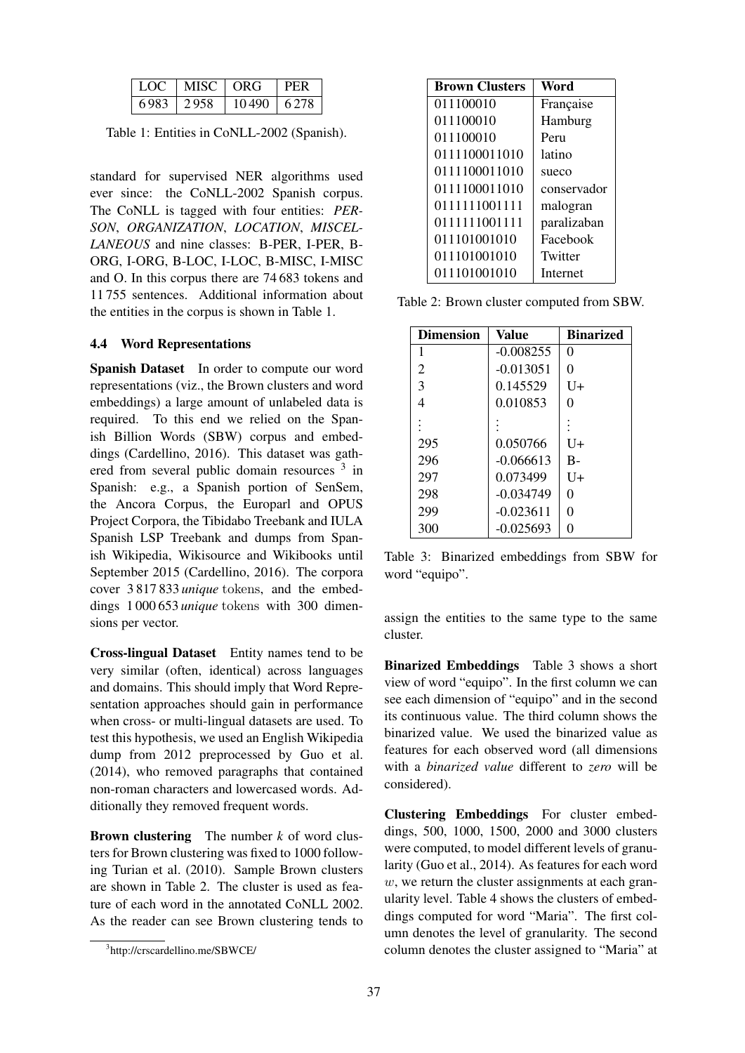| LOC | MISC | ORG | PER |
|---|---|---|---|
| 6 983 | 2 958 | 10 490 | 6 278 |

Table 1: Entities in CoNLL-2002 (Spanish).

standard for supervised NER algorithms used ever since: the CoNLL-2002 Spanish corpus. The CoNLL is tagged with four entities: *PERSON*, *ORGANIZATION*, *LOCATION*, *MISCELLANEOUS* and nine classes: B-PER, I-PER, B-ORG, I-ORG, B-LOC, I-LOC, B-MISC, I-MISC and O. In this corpus there are 74 683 tokens and 11 755 sentences. Additional information about the entities in the corpus is shown in Table 1.

### 4.4 Word Representations

**Spanish Dataset** In order to compute our word representations (viz., the Brown clusters and word embeddings) a large amount of unlabeled data is required. To this end we relied on the Spanish Billion Words (SBW) corpus and embeddings (Cardellino, 2016). This dataset was gathered from several public domain resources [3] in Spanish: e.g., a Spanish portion of SenSem, the Ancora Corpus, the Europarl and OPUS Project Corpora, the Tibidabo Treebank and IULA Spanish LSP Treebank and dumps from Spanish Wikipedia, Wikisource and Wikibooks until September 2015 (Cardellino, 2016). The corpora cover 3 817 833 *unique* tokens, and the embeddings 1 000 653 *unique* tokens with 300 dimensions per vector.

**Cross-lingual Dataset** Entity names tend to be very similar (often, identical) across languages and domains. This should imply that Word Representation approaches should gain in performance when cross- or multi-lingual datasets are used. To test this hypothesis, we used an English Wikipedia dump from 2012 preprocessed by Guo et al. (2014), who removed paragraphs that contained non-roman characters and lowercased words. Additionally they removed frequent words.

**Brown clustering** The number $k$ of word clusters for Brown clustering was fixed to 1000 following Turian et al. (2010). Sample Brown clusters are shown in Table 2. The cluster is used as feature of each word in the annotated CoNLL 2002. As the reader can see Brown clustering tends to assign the entities to the same type to the same cluster.

[3] http://crscardellino.me/SBWCE/

| Brown Clusters | Word |
|---|---|
| 011100010 | Française |
| 011100010 | Hamburg |
| 011100010 | Peru |
| 0111100011010 | latino |
| 0111100011010 | sueco |
| 0111100011010 | conservador |
| 0111111001111 | malogran |
| 0111111001111 | paralizaban |
| 011101001010 | Facebook |
| 011101001010 | Twitter |
| 011101001010 | Internet |

Table 2: Brown cluster computed from SBW.

| Dimension | Value | Binarized |
|---|---|---|
| 1 | -0.008255 | 0 |
| 2 | -0.013051 | 0 |
| 3 | 0.145529 | U+ |
| 4 | 0.010853 | 0 |
| ⋮ | ⋮ | ⋮ |
| 295 | 0.050766 | U+ |
| 296 | -0.066613 | B- |
| 297 | 0.073499 | U+ |
| 298 | -0.034749 | 0 |
| 299 | -0.023611 | 0 |
| 300 | -0.025693 | 0 |

Table 3: Binarized embeddings from SBW for word "equipo".

**Binarized Embeddings** Table 3 shows a short view of word "equipo". In the first column we can see each dimension of "equipo" and in the second its continuous value. The third column shows the binarized value. We used the binarized value as features for each observed word (all dimensions with a *binarized value* different to *zero* will be considered).

**Clustering Embeddings** For cluster embeddings, 500, 1000, 1500, 2000 and 3000 clusters were computed, to model different levels of granularity (Guo et al., 2014). As features for each word $w$, we return the cluster assignments at each granularity level. Table 4 shows the clusters of embeddings computed for word "Maria". The first column denotes the level of granularity. The second column denotes the cluster assigned to "Maria" at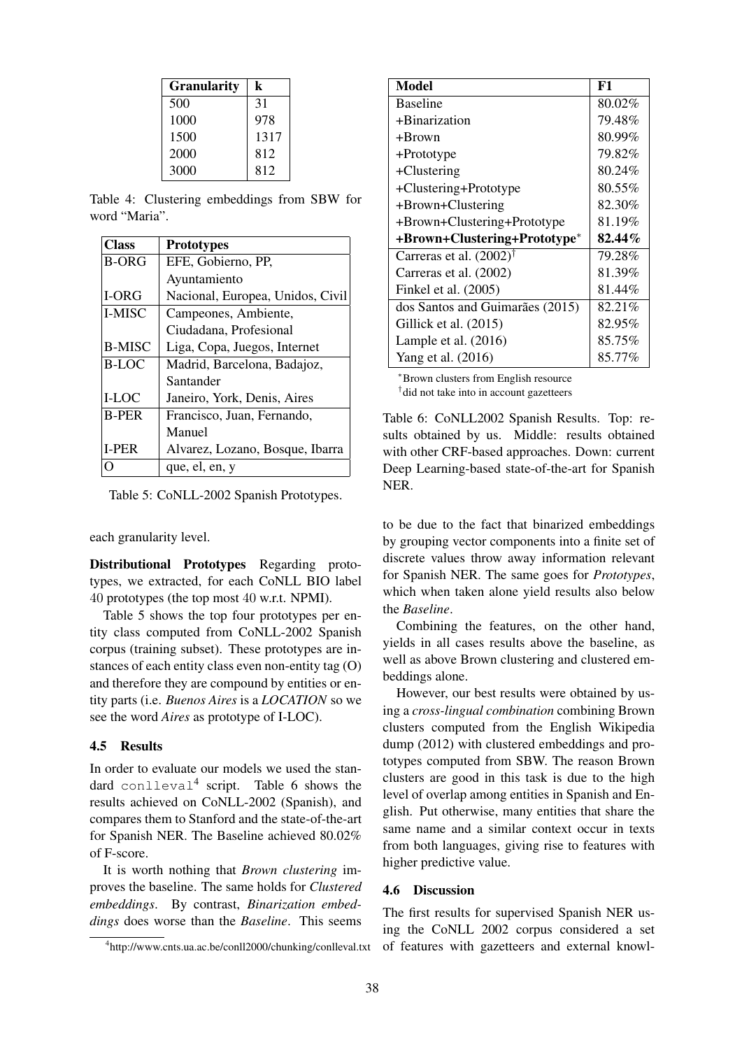| Granularity | k |
|---|---|
| 500 | 31 |
| 1000 | 978 |
| 1500 | 1317 |
| 2000 | 812 |
| 3000 | 812 |

Table 4: Clustering embeddings from SBW for word "Maria".

| Class | Prototypes |
|---|---|
| B-ORG | EFE, Gobierno, PP, Ayuntamiento |
| I-ORG | Nacional, Europea, Unidos, Civil |
| I-MISC | Campeones, Ambiente, Ciudadana, Profesional |
| B-MISC | Liga, Copa, Juegos, Internet |
| B-LOC | Madrid, Barcelona, Badajoz, Santander |
| I-LOC | Janeiro, York, Denis, Aires |
| B-PER | Francisco, Juan, Fernando, Manuel |
| I-PER | Alvarez, Lozano, Bosque, Ibarra |
| O | que, el, en, y |

Table 5: CoNLL-2002 Spanish Prototypes.

each granularity level.

**Distributional Prototypes** Regarding prototypes, we extracted, for each CoNLL BIO label 40 prototypes (the top most 40 w.r.t. NPMI).

Table 5 shows the top four prototypes per entity class computed from CoNLL-2002 Spanish corpus (training subset). These prototypes are instances of each entity class even non-entity tag (O) and therefore they are compound by entities or entity parts (i.e. *Buenos Aires* is a *LOCATION* so we see the word *Aires* as prototype of I-LOC).

### 4.5 Results

In order to evaluate our models we used the standard `conlleval`[4] script. Table 6 shows the results achieved on CoNLL-2002 (Spanish), and compares them to Stanford and the state-of-the-art for Spanish NER. The Baseline achieved 80.02% of F-score.

It is worth nothing that *Brown clustering* improves the baseline. The same holds for *Clustered embeddings*. By contrast, *Binarization embeddings* does worse than the *Baseline*. This seems to be due to the fact that binarized embeddings by grouping vector components into a finite set of discrete values throw away information relevant for Spanish NER. The same goes for *Prototypes*, which when taken alone yield results also below the *Baseline*.

[4]http://www.cnts.ua.ac.be/conll2000/chunking/conlleval.txt

| Model | F1 |
|---|---|
| Baseline | 80.02% |
| +Binarization | 79.48% |
| +Brown | 80.99% |
| +Prototype | 79.82% |
| +Clustering | 80.24% |
| +Clustering+Prototype | 80.55% |
| +Brown+Clustering | 82.30% |
| +Brown+Clustering+Prototype | 81.19% |
| **+Brown+Clustering+Prototype*** | **82.44%** |
| Carreras et al. (2002)[†] | 79.28% |
| Carreras et al. (2002) | 81.39% |
| Finkel et al. (2005) | 81.44% |
| dos Santos and Guimarães (2015) | 82.21% |
| Gillick et al. (2015) | 82.95% |
| Lample et al. (2016) | 85.75% |
| Yang et al. (2016) | 85.77% |

*Brown clusters from English resource
[†]did not take into in account gazetteers

Table 6: CoNLL2002 Spanish Results. Top: results obtained by us. Middle: results obtained with other CRF-based approaches. Down: current Deep Learning-based state-of-the-art for Spanish NER.

Combining the features, on the other hand, yields in all cases results above the baseline, as well as above Brown clustering and clustered embeddings alone.

However, our best results were obtained by using a *cross-lingual combination* combining Brown clusters computed from the English Wikipedia dump (2012) with clustered embeddings and prototypes computed from SBW. The reason Brown clusters are good in this task is due to the high level of overlap among entities in Spanish and English. Put otherwise, many entities that share the same name and a similar context occur in texts from both languages, giving rise to features with higher predictive value.

### 4.6 Discussion

The first results for supervised Spanish NER using the CoNLL 2002 corpus considered a set of features with gazetteers and external knowl-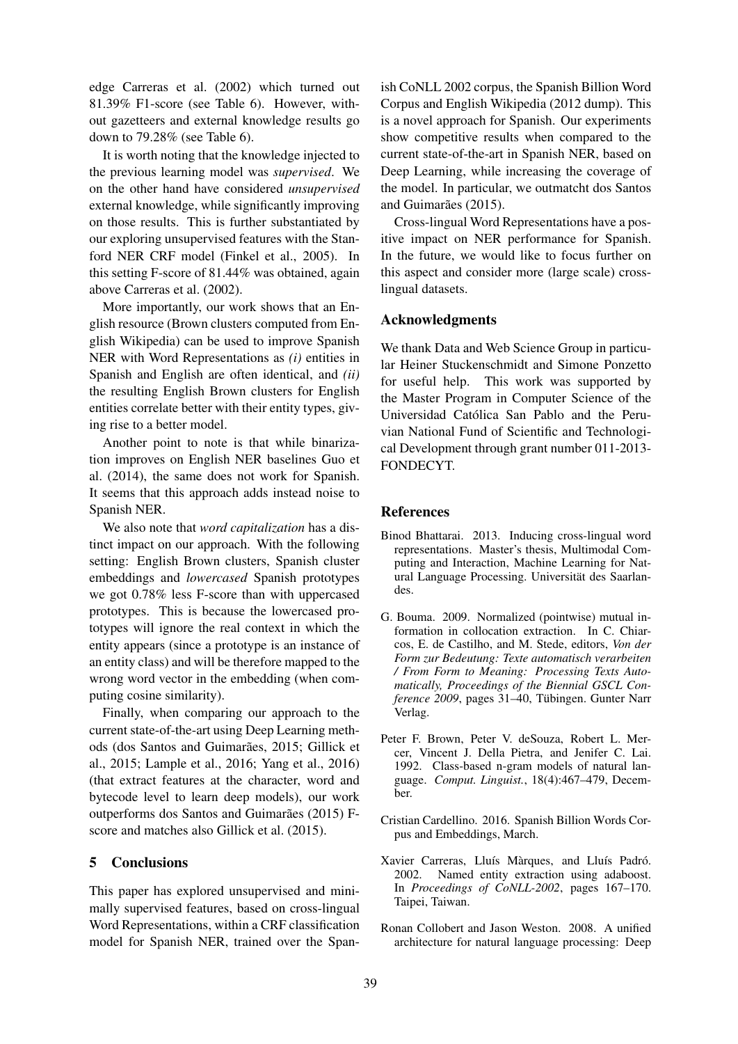edge Carreras et al. (2002) which turned out 81.39% F1-score (see Table 6). However, without gazetteers and external knowledge results go down to 79.28% (see Table 6).

It is worth noting that the knowledge injected to the previous learning model was *supervised*. We on the other hand have considered *unsupervised* external knowledge, while significantly improving on those results. This is further substantiated by our exploring unsupervised features with the Stanford NER CRF model (Finkel et al., 2005). In this setting F-score of 81.44% was obtained, again above Carreras et al. (2002).

More importantly, our work shows that an English resource (Brown clusters computed from English Wikipedia) can be used to improve Spanish NER with Word Representations as *(i)* entities in Spanish and English are often identical, and *(ii)* the resulting English Brown clusters for English entities correlate better with their entity types, giving rise to a better model.

Another point to note is that while binarization improves on English NER baselines Guo et al. (2014), the same does not work for Spanish. It seems that this approach adds instead noise to Spanish NER.

We also note that *word capitalization* has a distinct impact on our approach. With the following setting: English Brown clusters, Spanish cluster embeddings and *lowercased* Spanish prototypes we got 0.78% less F-score than with uppercased prototypes. This is because the lowercased prototypes will ignore the real context in which the entity appears (since a prototype is an instance of an entity class) and will be therefore mapped to the wrong word vector in the embedding (when computing cosine similarity).

Finally, when comparing our approach to the current state-of-the-art using Deep Learning methods (dos Santos and Guimarães, 2015; Gillick et al., 2015; Lample et al., 2016; Yang et al., 2016) (that extract features at the character, word and bytecode level to learn deep models), our work outperforms dos Santos and Guimarães (2015) F-score and matches also Gillick et al. (2015).

## 5 Conclusions

This paper has explored unsupervised and minimally supervised features, based on cross-lingual Word Representations, within a CRF classification model for Spanish NER, trained over the Spanish CoNLL 2002 corpus, the Spanish Billion Word Corpus and English Wikipedia (2012 dump). This is a novel approach for Spanish. Our experiments show competitive results when compared to the current state-of-the-art in Spanish NER, based on Deep Learning, while increasing the coverage of the model. In particular, we outmatcht dos Santos and Guimarães (2015).

Cross-lingual Word Representations have a positive impact on NER performance for Spanish. In the future, we would like to focus further on this aspect and consider more (large scale) cross-lingual datasets.

## Acknowledgments

We thank Data and Web Science Group in particular Heiner Stuckenschmidt and Simone Ponzetto for useful help. This work was supported by the Master Program in Computer Science of the Universidad Católica San Pablo and the Peruvian National Fund of Scientific and Technological Development through grant number 011-2013-FONDECYT.

## References

Binod Bhattarai. 2013. Inducing cross-lingual word representations. Master's thesis, Multimodal Computing and Interaction, Machine Learning for Natural Language Processing. Universität des Saarlandes.

G. Bouma. 2009. Normalized (pointwise) mutual information in collocation extraction. In C. Chiarcos, E. de Castilho, and M. Stede, editors, *Von der Form zur Bedeutung: Texte automatisch verarbeiten / From Form to Meaning: Processing Texts Automatically, Proceedings of the Biennial GSCL Conference 2009*, pages 31–40, Tübingen. Gunter Narr Verlag.

Peter F. Brown, Peter V. deSouza, Robert L. Mercer, Vincent J. Della Pietra, and Jenifer C. Lai. 1992. Class-based n-gram models of natural language. *Comput. Linguist.*, 18(4):467–479, December.

Cristian Cardellino. 2016. Spanish Billion Words Corpus and Embeddings, March.

Xavier Carreras, Lluís Màrques, and Lluís Padró. 2002. Named entity extraction using adaboost. In *Proceedings of CoNLL-2002*, pages 167–170. Taipei, Taiwan.

Ronan Collobert and Jason Weston. 2008. A unified architecture for natural language processing: Deep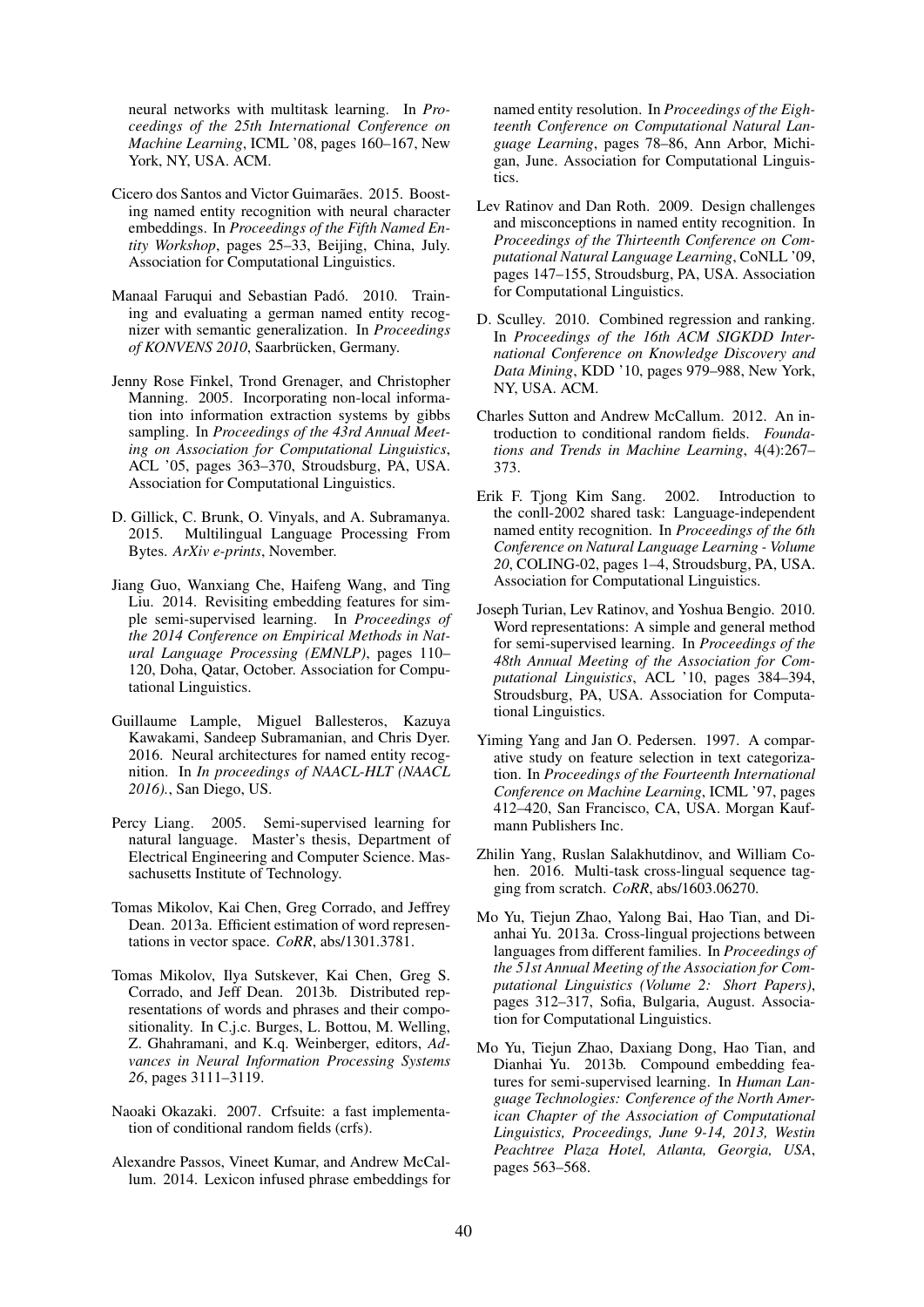neural networks with multitask learning. In *Proceedings of the 25th International Conference on Machine Learning*, ICML '08, pages 160–167, New York, NY, USA. ACM.

Cicero dos Santos and Victor Guimarães. 2015. Boosting named entity recognition with neural character embeddings. In *Proceedings of the Fifth Named Entity Workshop*, pages 25–33, Beijing, China, July. Association for Computational Linguistics.

Manaal Faruqui and Sebastian Padó. 2010. Training and evaluating a german named entity recognizer with semantic generalization. In *Proceedings of KONVENS 2010*, Saarbrücken, Germany.

Jenny Rose Finkel, Trond Grenager, and Christopher Manning. 2005. Incorporating non-local information into information extraction systems by gibbs sampling. In *Proceedings of the 43rd Annual Meeting on Association for Computational Linguistics*, ACL '05, pages 363–370, Stroudsburg, PA, USA. Association for Computational Linguistics.

D. Gillick, C. Brunk, O. Vinyals, and A. Subramanya. 2015. Multilingual Language Processing From Bytes. *ArXiv e-prints*, November.

Jiang Guo, Wanxiang Che, Haifeng Wang, and Ting Liu. 2014. Revisiting embedding features for simple semi-supervised learning. In *Proceedings of the 2014 Conference on Empirical Methods in Natural Language Processing (EMNLP)*, pages 110–120, Doha, Qatar, October. Association for Computational Linguistics.

Guillaume Lample, Miguel Ballesteros, Kazuya Kawakami, Sandeep Subramanian, and Chris Dyer. 2016. Neural architectures for named entity recognition. In *In proceedings of NAACL-HLT (NAACL 2016).*, San Diego, US.

Percy Liang. 2005. Semi-supervised learning for natural language. Master's thesis, Department of Electrical Engineering and Computer Science. Massachusetts Institute of Technology.

Tomas Mikolov, Kai Chen, Greg Corrado, and Jeffrey Dean. 2013a. Efficient estimation of word representations in vector space. *CoRR*, abs/1301.3781.

Tomas Mikolov, Ilya Sutskever, Kai Chen, Greg S. Corrado, and Jeff Dean. 2013b. Distributed representations of words and phrases and their compositionality. In C.j.c. Burges, L. Bottou, M. Welling, Z. Ghahramani, and K.q. Weinberger, editors, *Advances in Neural Information Processing Systems 26*, pages 3111–3119.

Naoaki Okazaki. 2007. Crfsuite: a fast implementation of conditional random fields (crfs).

Alexandre Passos, Vineet Kumar, and Andrew McCallum. 2014. Lexicon infused phrase embeddings for named entity resolution. In *Proceedings of the Eighteenth Conference on Computational Natural Language Learning*, pages 78–86, Ann Arbor, Michigan, June. Association for Computational Linguistics.

Lev Ratinov and Dan Roth. 2009. Design challenges and misconceptions in named entity recognition. In *Proceedings of the Thirteenth Conference on Computational Natural Language Learning*, CoNLL '09, pages 147–155, Stroudsburg, PA, USA. Association for Computational Linguistics.

D. Sculley. 2010. Combined regression and ranking. In *Proceedings of the 16th ACM SIGKDD International Conference on Knowledge Discovery and Data Mining*, KDD '10, pages 979–988, New York, NY, USA. ACM.

Charles Sutton and Andrew McCallum. 2012. An introduction to conditional random fields. *Foundations and Trends in Machine Learning*, 4(4):267–373.

Erik F. Tjong Kim Sang. 2002. Introduction to the conll-2002 shared task: Language-independent named entity recognition. In *Proceedings of the 6th Conference on Natural Language Learning - Volume 20*, COLING-02, pages 1–4, Stroudsburg, PA, USA. Association for Computational Linguistics.

Joseph Turian, Lev Ratinov, and Yoshua Bengio. 2010. Word representations: A simple and general method for semi-supervised learning. In *Proceedings of the 48th Annual Meeting of the Association for Computational Linguistics*, ACL '10, pages 384–394, Stroudsburg, PA, USA. Association for Computational Linguistics.

Yiming Yang and Jan O. Pedersen. 1997. A comparative study on feature selection in text categorization. In *Proceedings of the Fourteenth International Conference on Machine Learning*, ICML '97, pages 412–420, San Francisco, CA, USA. Morgan Kaufmann Publishers Inc.

Zhilin Yang, Ruslan Salakhutdinov, and William Cohen. 2016. Multi-task cross-lingual sequence tagging from scratch. *CoRR*, abs/1603.06270.

Mo Yu, Tiejun Zhao, Yalong Bai, Hao Tian, and Dianhai Yu. 2013a. Cross-lingual projections between languages from different families. In *Proceedings of the 51st Annual Meeting of the Association for Computational Linguistics (Volume 2: Short Papers)*, pages 312–317, Sofia, Bulgaria, August. Association for Computational Linguistics.

Mo Yu, Tiejun Zhao, Daxiang Dong, Hao Tian, and Dianhai Yu. 2013b. Compound embedding features for semi-supervised learning. In *Human Language Technologies: Conference of the North American Chapter of the Association of Computational Linguistics, Proceedings, June 9-14, 2013, Westin Peachtree Plaza Hotel, Atlanta, Georgia, USA*, pages 563–568.